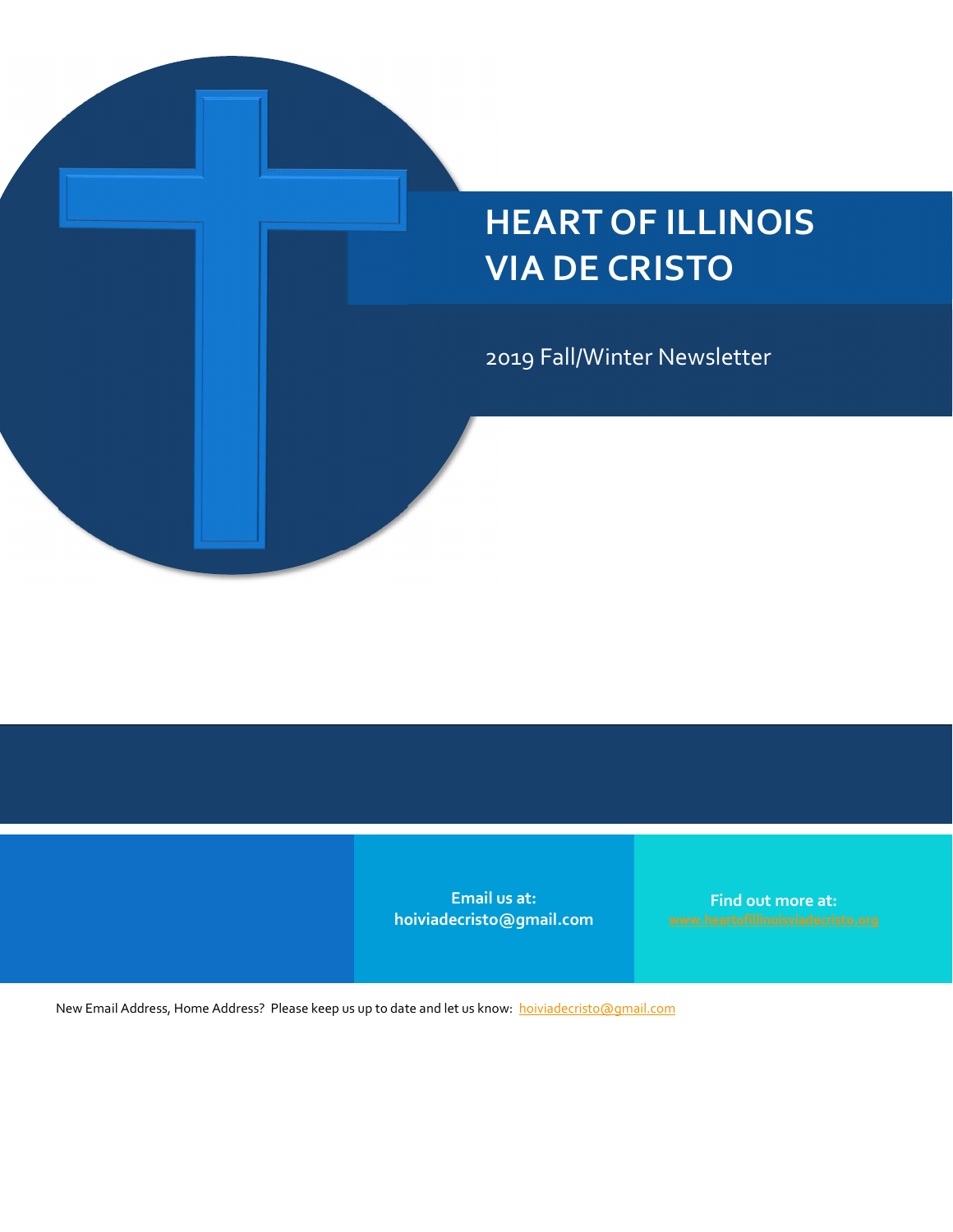# HEART OF ILLINOIS VIA DE CRISTO

2019 Fall/Winter Newsletter

**Email us at:**
**hoiviadecristo@gmail.com**

**Find out more at:**
www.heartofillinoisviadecristo.org

New Email Address, Home Address? Please keep us up to date and let us know: hoiviadecristo@gmail.com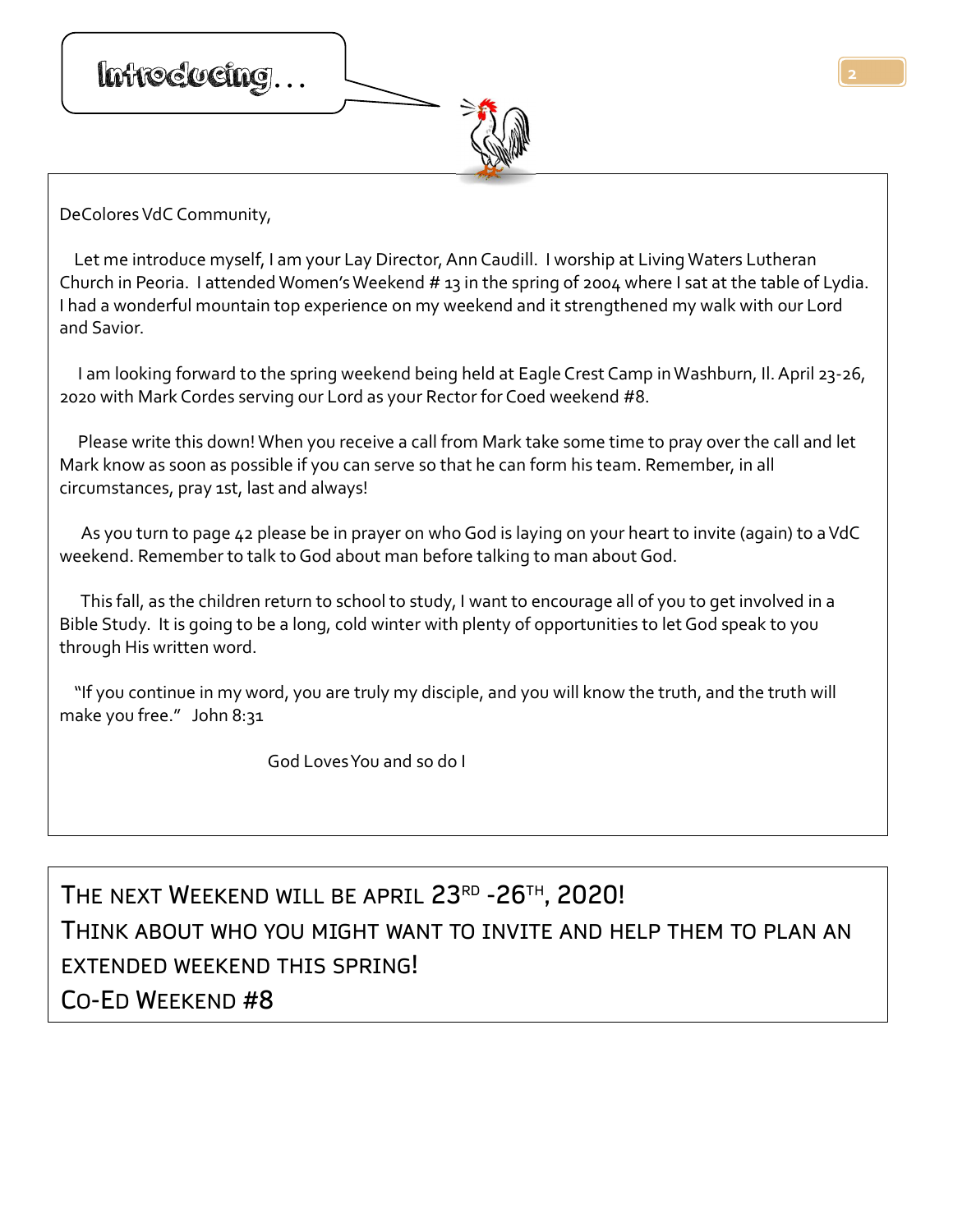# Introducing…

DeColores VdC Community,

Let me introduce myself, I am your Lay Director, Ann Caudill. I worship at Living Waters Lutheran Church in Peoria. I attended Women's Weekend # 13 in the spring of 2004 where I sat at the table of Lydia. I had a wonderful mountain top experience on my weekend and it strengthened my walk with our Lord and Savior.

I am looking forward to the spring weekend being held at Eagle Crest Camp in Washburn, Il. April 23-26, 2020 with Mark Cordes serving our Lord as your Rector for Coed weekend #8.

Please write this down! When you receive a call from Mark take some time to pray over the call and let Mark know as soon as possible if you can serve so that he can form his team. Remember, in all circumstances, pray 1st, last and always!

As you turn to page 42 please be in prayer on who God is laying on your heart to invite (again) to a VdC weekend. Remember to talk to God about man before talking to man about God.

This fall, as the children return to school to study, I want to encourage all of you to get involved in a Bible Study. It is going to be a long, cold winter with plenty of opportunities to let God speak to you through His written word.

"If you continue in my word, you are truly my disciple, and you will know the truth, and the truth will make you free." John 8:31

God Loves You and so do I

---

THE NEXT WEEKEND WILL BE APRIL 23RD -26TH, 2020!

THINK ABOUT WHO YOU MIGHT WANT TO INVITE AND HELP THEM TO PLAN AN EXTENDED WEEKEND THIS SPRING!

CO-ED WEEKEND #8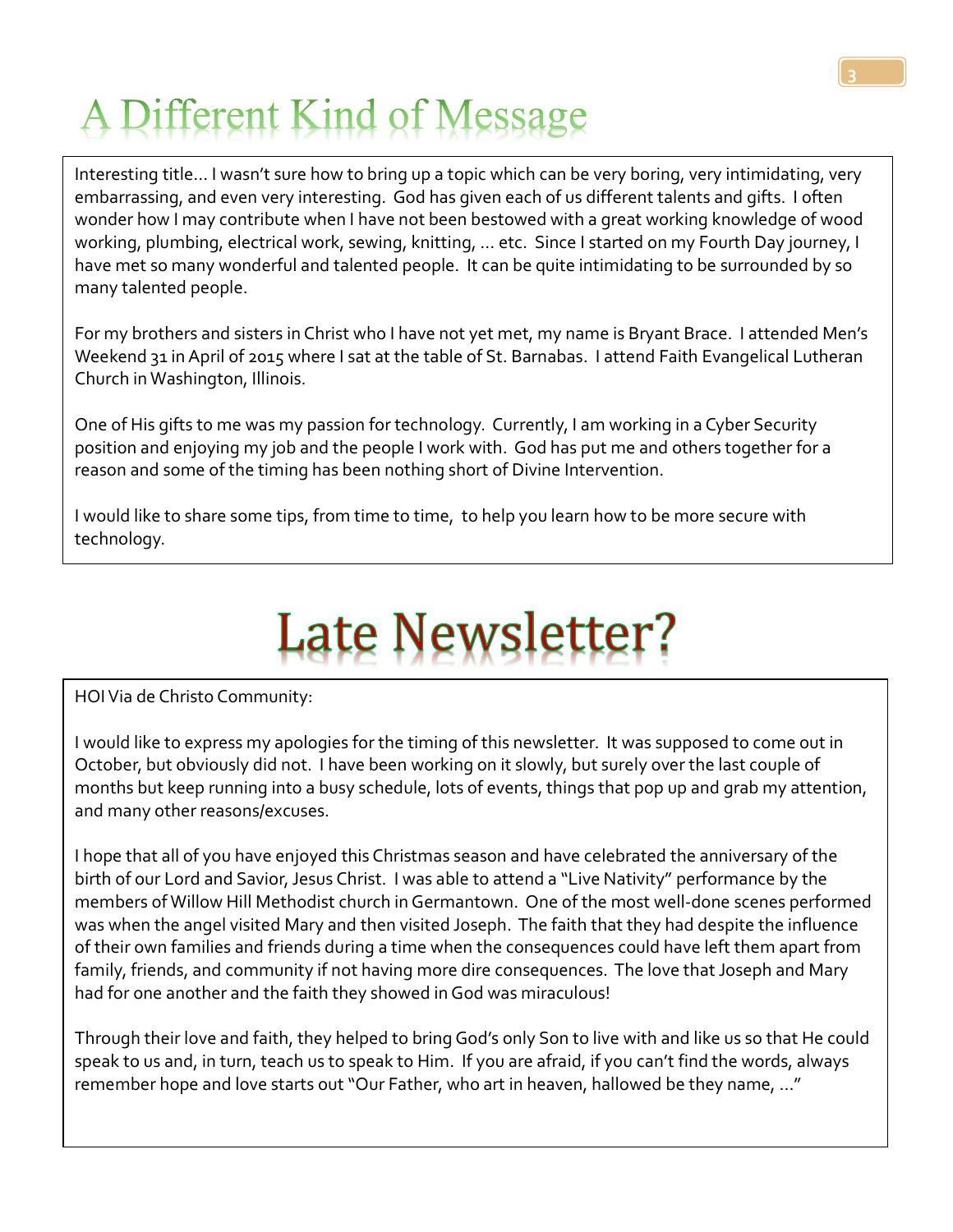# A Different Kind of Message

Interesting title… I wasn't sure how to bring up a topic which can be very boring, very intimidating, very embarrassing, and even very interesting. God has given each of us different talents and gifts. I often wonder how I may contribute when I have not been bestowed with a great working knowledge of wood working, plumbing, electrical work, sewing, knitting, … etc. Since I started on my Fourth Day journey, I have met so many wonderful and talented people. It can be quite intimidating to be surrounded by so many talented people.

For my brothers and sisters in Christ who I have not yet met, my name is Bryant Brace. I attended Men's Weekend 31 in April of 2015 where I sat at the table of St. Barnabas. I attend Faith Evangelical Lutheran Church in Washington, Illinois.

One of His gifts to me was my passion for technology. Currently, I am working in a Cyber Security position and enjoying my job and the people I work with. God has put me and others together for a reason and some of the timing has been nothing short of Divine Intervention.

I would like to share some tips, from time to time, to help you learn how to be more secure with technology.

# Late Newsletter?

HOI Via de Christo Community:

I would like to express my apologies for the timing of this newsletter. It was supposed to come out in October, but obviously did not. I have been working on it slowly, but surely over the last couple of months but keep running into a busy schedule, lots of events, things that pop up and grab my attention, and many other reasons/excuses.

I hope that all of you have enjoyed this Christmas season and have celebrated the anniversary of the birth of our Lord and Savior, Jesus Christ. I was able to attend a "Live Nativity" performance by the members of Willow Hill Methodist church in Germantown. One of the most well-done scenes performed was when the angel visited Mary and then visited Joseph. The faith that they had despite the influence of their own families and friends during a time when the consequences could have left them apart from family, friends, and community if not having more dire consequences. The love that Joseph and Mary had for one another and the faith they showed in God was miraculous!

Through their love and faith, they helped to bring God's only Son to live with and like us so that He could speak to us and, in turn, teach us to speak to Him. If you are afraid, if you can't find the words, always remember hope and love starts out "Our Father, who art in heaven, hallowed be they name, …"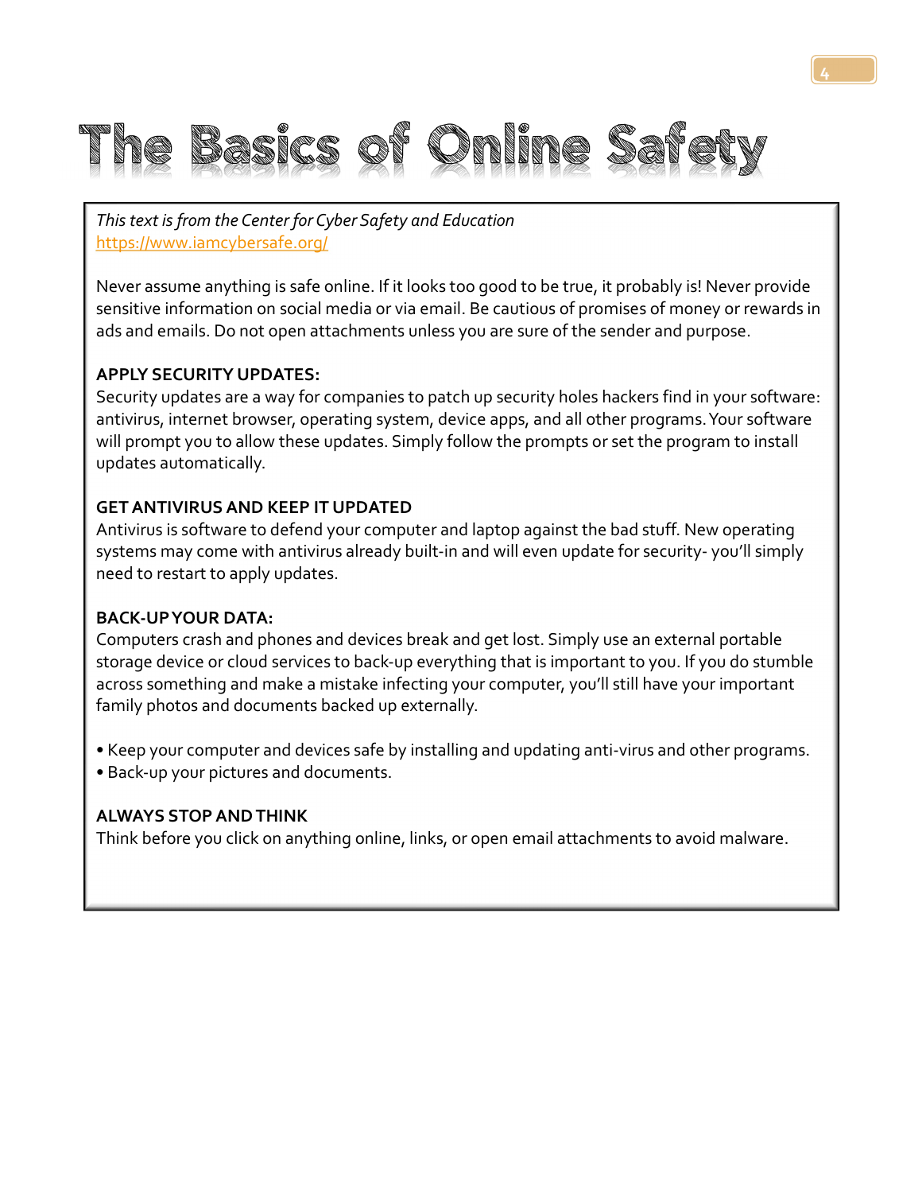# The Basics of Online Safety

*This text is from the Center for Cyber Safety and Education*
https://www.iamcybersafe.org/

Never assume anything is safe online. If it looks too good to be true, it probably is! Never provide sensitive information on social media or via email. Be cautious of promises of money or rewards in ads and emails. Do not open attachments unless you are sure of the sender and purpose.

**APPLY SECURITY UPDATES:**
Security updates are a way for companies to patch up security holes hackers find in your software: antivirus, internet browser, operating system, device apps, and all other programs. Your software will prompt you to allow these updates. Simply follow the prompts or set the program to install updates automatically.

**GET ANTIVIRUS AND KEEP IT UPDATED**
Antivirus is software to defend your computer and laptop against the bad stuff. New operating systems may come with antivirus already built-in and will even update for security- you'll simply need to restart to apply updates.

**BACK-UP YOUR DATA:**
Computers crash and phones and devices break and get lost. Simply use an external portable storage device or cloud services to back-up everything that is important to you. If you do stumble across something and make a mistake infecting your computer, you'll still have your important family photos and documents backed up externally.

- Keep your computer and devices safe by installing and updating anti-virus and other programs.
- Back-up your pictures and documents.

**ALWAYS STOP AND THINK**
Think before you click on anything online, links, or open email attachments to avoid malware.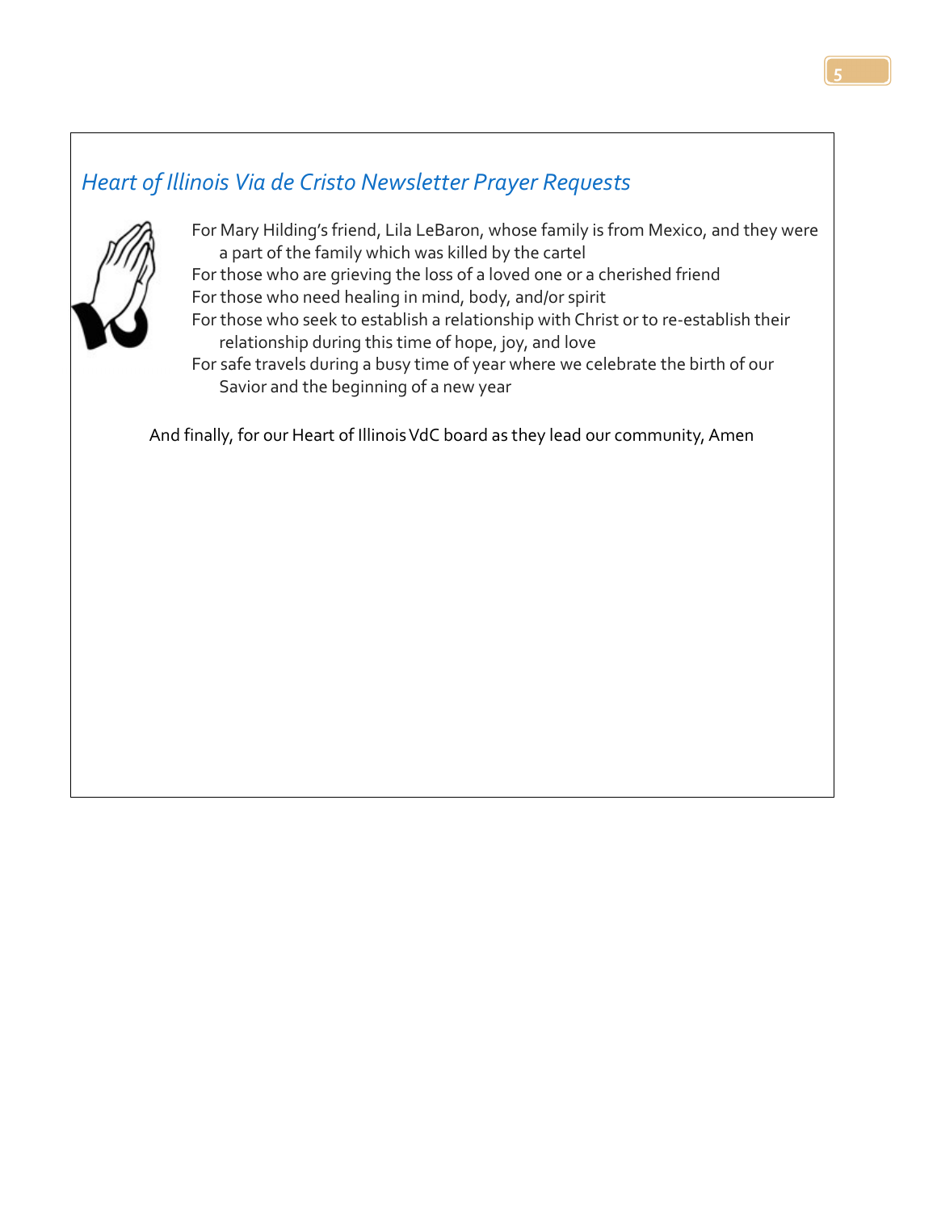## *Heart of Illinois Via de Cristo Newsletter Prayer Requests*

For Mary Hilding's friend, Lila LeBaron, whose family is from Mexico, and they were a part of the family which was killed by the cartel

For those who are grieving the loss of a loved one or a cherished friend

For those who need healing in mind, body, and/or spirit

For those who seek to establish a relationship with Christ or to re-establish their relationship during this time of hope, joy, and love

For safe travels during a busy time of year where we celebrate the birth of our Savior and the beginning of a new year

And finally, for our Heart of Illinois VdC board as they lead our community, Amen